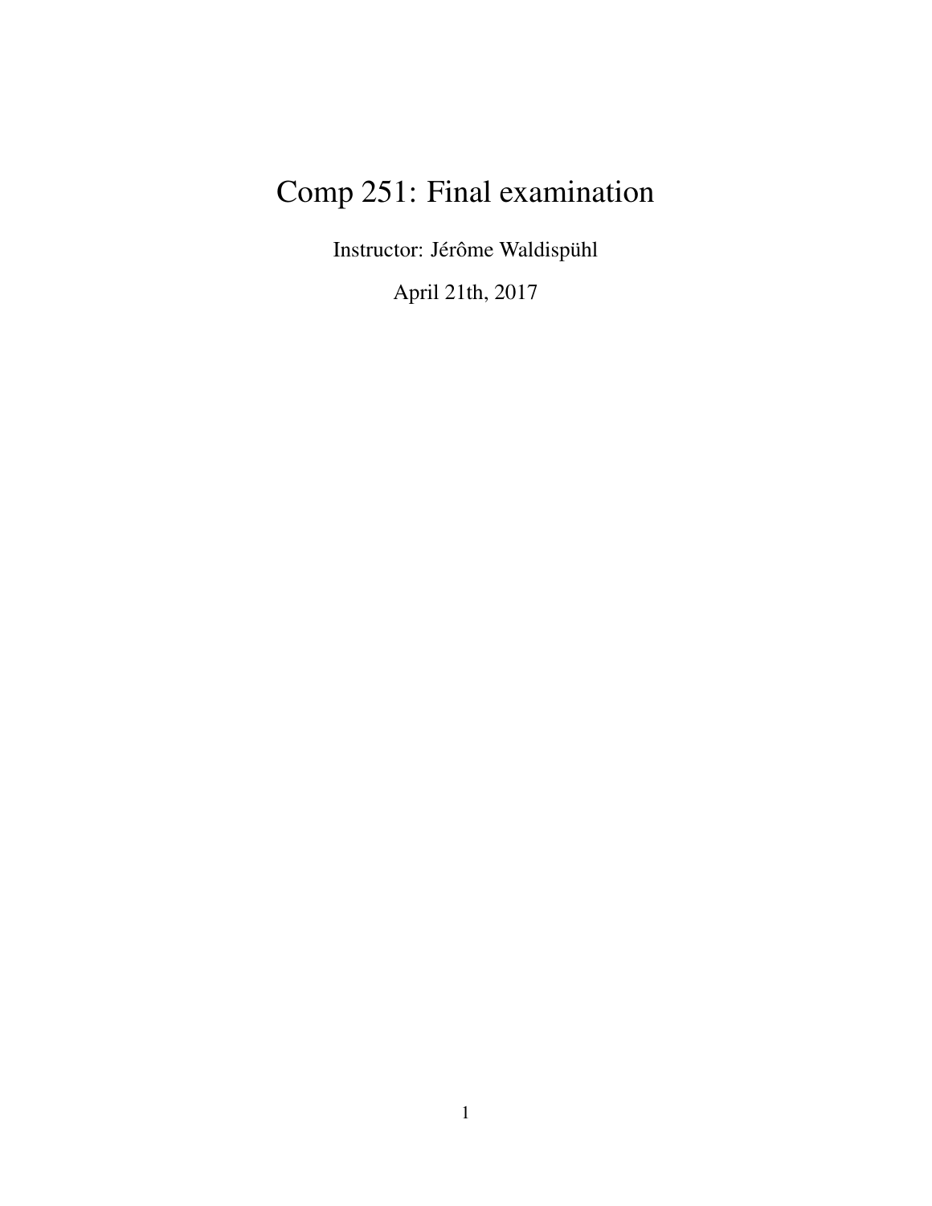# Comp 251: Final examination

Instructor: Jérôme Waldispühl

April 21th, 2017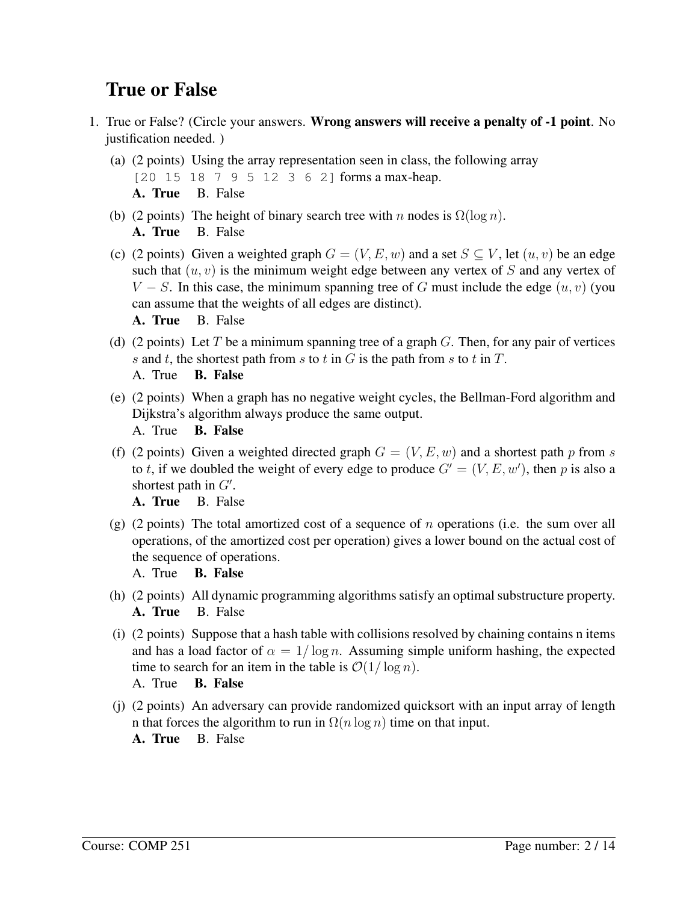# True or False

1. True or False? (Circle your answers. **Wrong answers will receive a penalty of -1 point**. No justification needed. )

   (a) (2 points) Using the array representation seen in class, the following array `[20 15 18 7 9 5 12 3 6 2]` forms a max-heap.
   **A. True** B. False

   (b) (2 points) The height of binary search tree with $n$ nodes is $\Omega(\log n)$.
   **A. True** B. False

   (c) (2 points) Given a weighted graph $G = (V, E, w)$ and a set $S \subseteq V$, let $(u, v)$ be an edge such that $(u, v)$ is the minimum weight edge between any vertex of $S$ and any vertex of $V - S$. In this case, the minimum spanning tree of $G$ must include the edge $(u, v)$ (you can assume that the weights of all edges are distinct).
   **A. True** B. False

   (d) (2 points) Let $T$ be a minimum spanning tree of a graph $G$. Then, for any pair of vertices $s$ and $t$, the shortest path from $s$ to $t$ in $G$ is the path from $s$ to $t$ in $T$.
   A. True **B. False**

   (e) (2 points) When a graph has no negative weight cycles, the Bellman-Ford algorithm and Dijkstra's algorithm always produce the same output.
   A. True **B. False**

   (f) (2 points) Given a weighted directed graph $G = (V, E, w)$ and a shortest path $p$ from $s$ to $t$, if we doubled the weight of every edge to produce $G' = (V, E, w')$, then $p$ is also a shortest path in $G'$.
   **A. True** B. False

   (g) (2 points) The total amortized cost of a sequence of $n$ operations (i.e. the sum over all operations, of the amortized cost per operation) gives a lower bound on the actual cost of the sequence of operations.
   A. True **B. False**

   (h) (2 points) All dynamic programming algorithms satisfy an optimal substructure property.
   **A. True** B. False

   (i) (2 points) Suppose that a hash table with collisions resolved by chaining contains n items and has a load factor of $\alpha = 1/\log n$. Assuming simple uniform hashing, the expected time to search for an item in the table is $\mathcal{O}(1/\log n)$.
   A. True **B. False**

   (j) (2 points) An adversary can provide randomized quicksort with an input array of length n that forces the algorithm to run in $\Omega(n \log n)$ time on that input.
   **A. True** B. False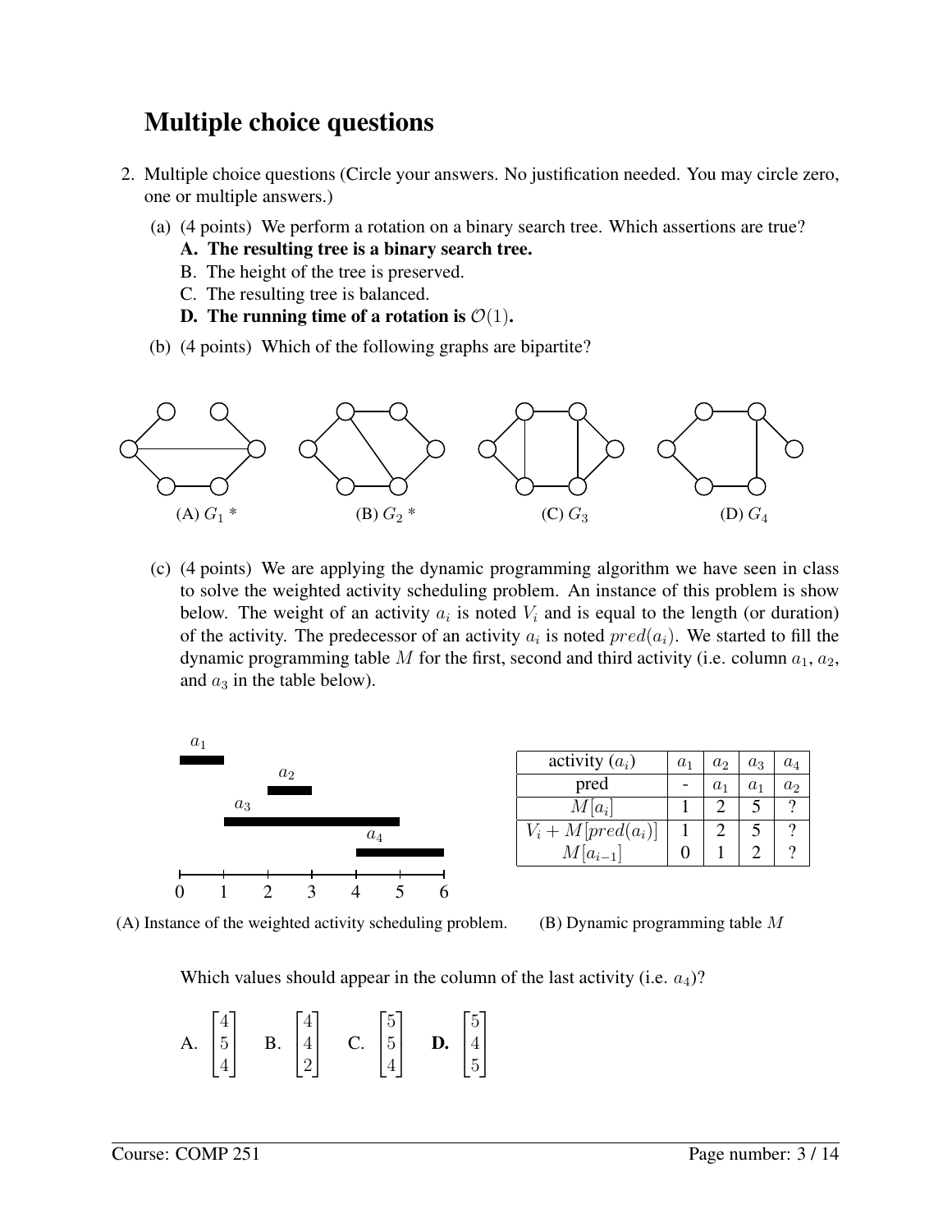# Multiple choice questions

2. Multiple choice questions (Circle your answers. No justification needed. You may circle zero, one or multiple answers.)

   (a) (4 points) We perform a rotation on a binary search tree. Which assertions are true?

   **A. The resulting tree is a binary search tree.**

   B. The height of the tree is preserved.

   C. The resulting tree is balanced.

   **D. The running time of a rotation is $\mathcal{O}(1)$.**

   (b) (4 points) Which of the following graphs are bipartite?

   (A) $G_1$ * (B) $G_2$ * (C) $G_3$ (D) $G_4$

   (c) (4 points) We are applying the dynamic programming algorithm we have seen in class to solve the weighted activity scheduling problem. An instance of this problem is shown below. The weight of an activity $a_i$ is noted $V_i$ and is equal to the length (or duration) of the activity. The predecessor of an activity $a_i$ is noted $pred(a_i)$. We started to fill the dynamic programming table $M$ for the first, second and third activity (i.e. column $a_1$, $a_2$, and $a_3$ in the table below).

   (A) Instance of the weighted activity scheduling problem.

| activity ($a_i$) | $a_1$ | $a_2$ | $a_3$ | $a_4$ |
|---|---|---|---|---|
| pred | - | $a_1$ | $a_1$ | $a_2$ |
| $M[a_i]$ | 1 | 2 | 5 | ? |
| $V_i + M[pred(a_i)]$ | 1 | 2 | 5 | ? |
| $M[a_{i-1}]$ | 0 | 1 | 2 | ? |

   (B) Dynamic programming table $M$

   Which values should appear in the column of the last activity (i.e. $a_4$)?

   A. $\begin{bmatrix}4\\5\\4\end{bmatrix}$ B. $\begin{bmatrix}4\\4\\2\end{bmatrix}$ C. $\begin{bmatrix}5\\5\\4\end{bmatrix}$ **D.** $\begin{bmatrix}5\\4\\5\end{bmatrix}$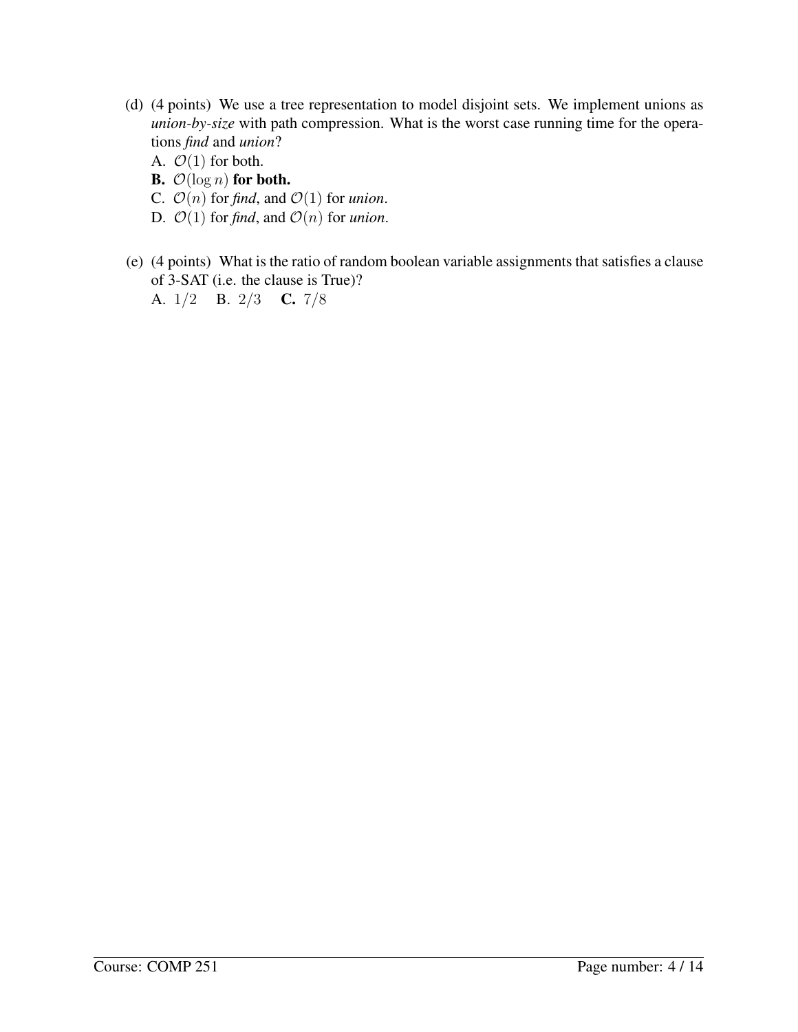(d) (4 points) We use a tree representation to model disjoint sets. We implement unions as *union-by-size* with path compression. What is the worst case running time for the operations *find* and *union*?

A. $\mathcal{O}(1)$ for both.
**B.** $\mathcal{O}(\log n)$ **for both.**
C. $\mathcal{O}(n)$ for *find*, and $\mathcal{O}(1)$ for *union*.
D. $\mathcal{O}(1)$ for *find*, and $\mathcal{O}(n)$ for *union*.

(e) (4 points) What is the ratio of random boolean variable assignments that satisfies a clause of 3-SAT (i.e. the clause is True)?

A. $1/2$ B. $2/3$ **C.** $7/8$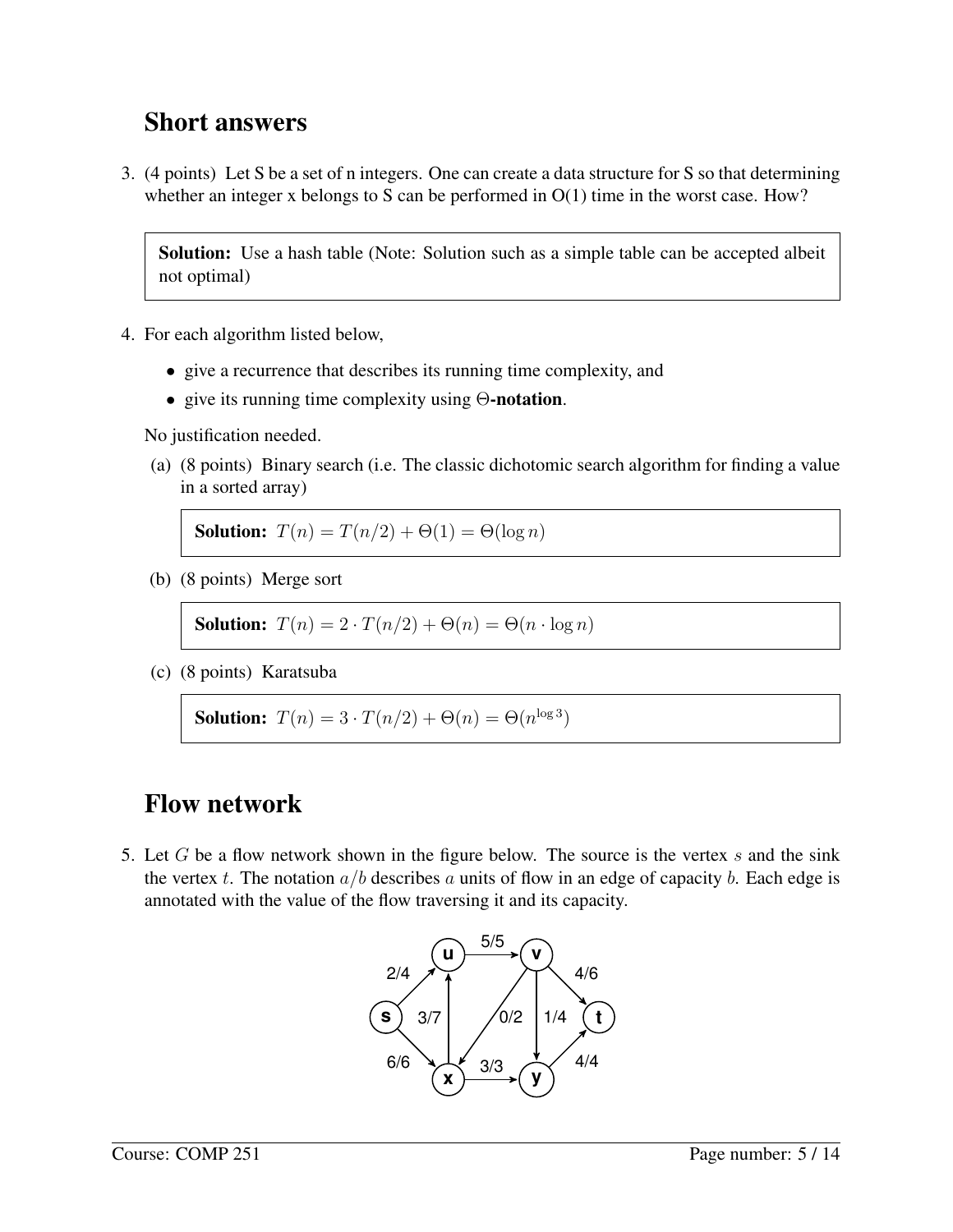## Short answers

3. (4 points) Let S be a set of n integers. One can create a data structure for S so that determining whether an integer x belongs to S can be performed in O(1) time in the worst case. How?

> **Solution:** Use a hash table (Note: Solution such as a simple table can be accepted albeit not optimal)

4. For each algorithm listed below,

   - give a recurrence that describes its running time complexity, and
   - give its running time complexity using $\Theta$**-notation**.

   No justification needed.

   (a) (8 points) Binary search (i.e. The classic dichotomic search algorithm for finding a value in a sorted array)

   > **Solution:** $T(n) = T(n/2) + \Theta(1) = \Theta(\log n)$

   (b) (8 points) Merge sort

   > **Solution:** $T(n) = 2 \cdot T(n/2) + \Theta(n) = \Theta(n \cdot \log n)$

   (c) (8 points) Karatsuba

   > **Solution:** $T(n) = 3 \cdot T(n/2) + \Theta(n) = \Theta(n^{\log 3})$

## Flow network

5. Let $G$ be a flow network shown in the figure below. The source is the vertex $s$ and the sink the vertex $t$. The notation $a/b$ describes $a$ units of flow in an edge of capacity $b$. Each edge is annotated with the value of the flow traversing it and its capacity.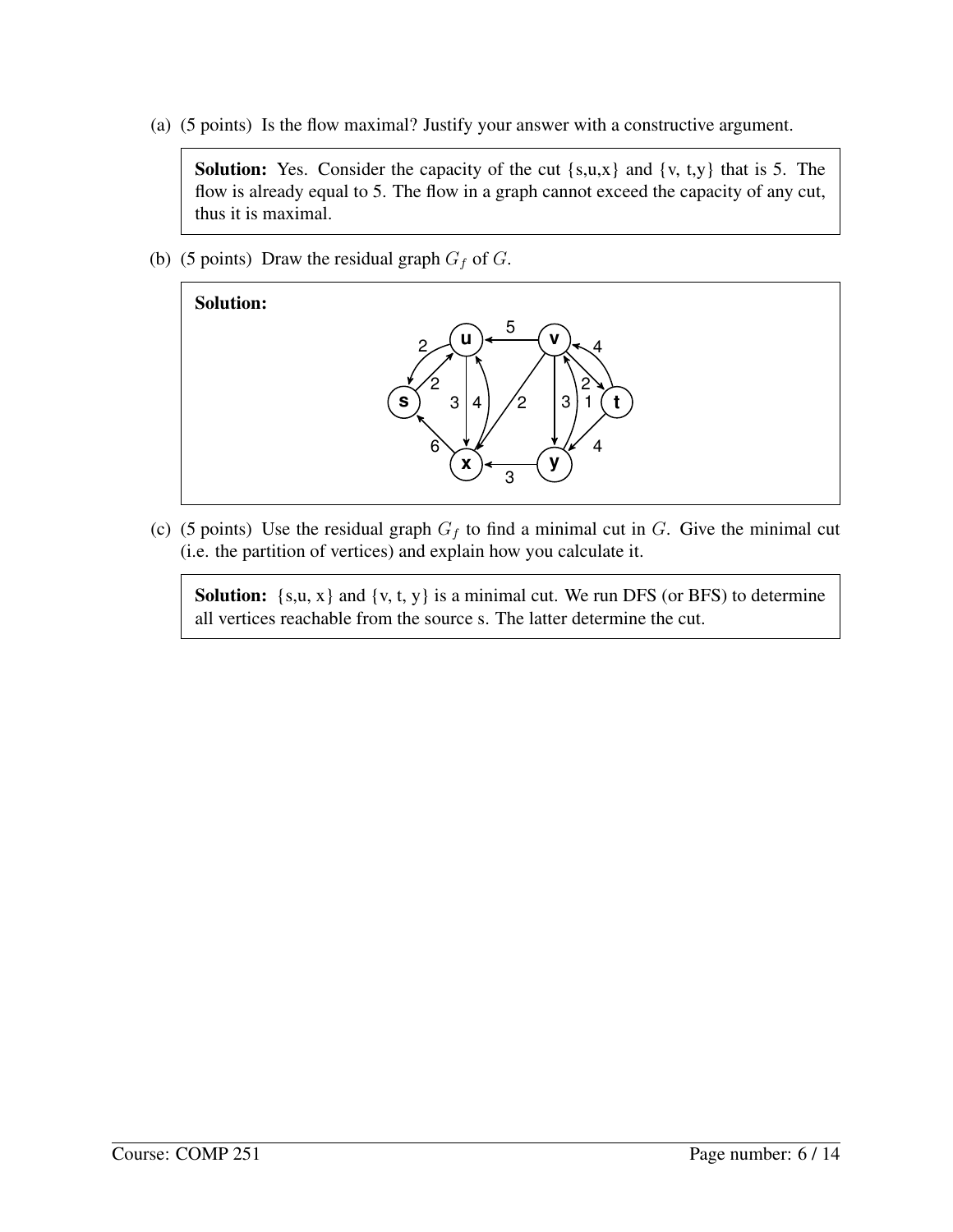(a) (5 points) Is the flow maximal? Justify your answer with a constructive argument.

> **Solution:** Yes. Consider the capacity of the cut {s,u,x} and {v, t,y} that is 5. The flow is already equal to 5. The flow in a graph cannot exceed the capacity of any cut, thus it is maximal.

(b) (5 points) Draw the residual graph $G_f$ of $G$.

> **Solution:**

(c) (5 points) Use the residual graph $G_f$ to find a minimal cut in $G$. Give the minimal cut (i.e. the partition of vertices) and explain how you calculate it.

> **Solution:** {s,u, x} and {v, t, y} is a minimal cut. We run DFS (or BFS) to determine all vertices reachable from the source s. The latter determine the cut.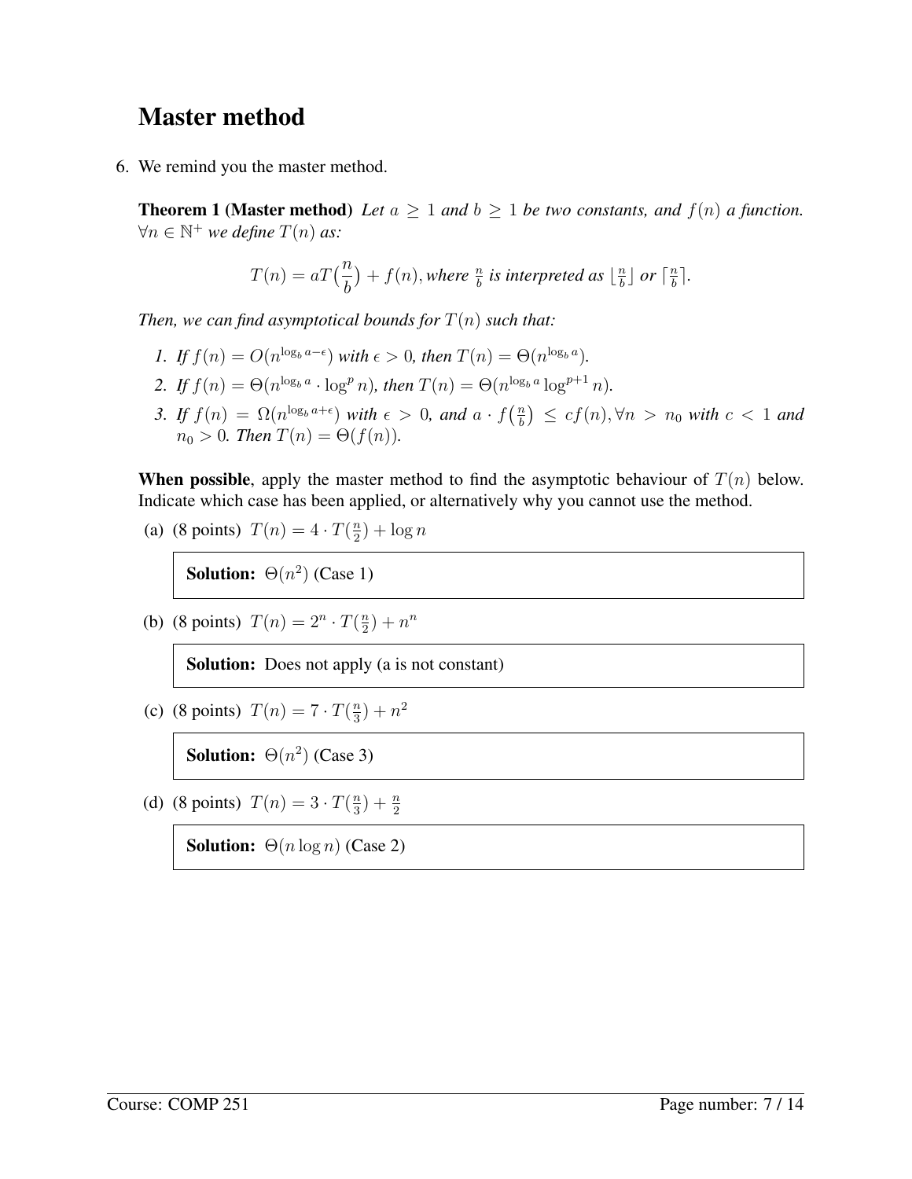# Master method

6. We remind you the master method.

   **Theorem 1 (Master method)** *Let $a \geq 1$ and $b \geq 1$ be two constants, and $f(n)$ a function. $\forall n \in \mathbb{N}^+$ we define $T(n)$ as:*

   $$T(n) = aT\left(\frac{n}{b}\right) + f(n), \text{where } \tfrac{n}{b} \text{ is interpreted as } \lfloor \tfrac{n}{b} \rfloor \text{ or } \lceil \tfrac{n}{b} \rceil.$$

   *Then, we can find asymptotical bounds for $T(n)$ such that:*

   1. *If $f(n) = O(n^{\log_b a - \epsilon})$ with $\epsilon > 0$, then $T(n) = \Theta(n^{\log_b a})$.*
   2. *If $f(n) = \Theta(n^{\log_b a} \cdot \log^p n)$, then $T(n) = \Theta(n^{\log_b a} \log^{p+1} n)$.*
   3. *If $f(n) = \Omega(n^{\log_b a + \epsilon})$ with $\epsilon > 0$, and $a \cdot f\left(\frac{n}{b}\right) \leq cf(n), \forall n > n_0$ with $c < 1$ and $n_0 > 0$. Then $T(n) = \Theta(f(n))$.*

   **When possible**, apply the master method to find the asymptotic behaviour of $T(n)$ below. Indicate which case has been applied, or alternatively why you cannot use the method.

   (a) (8 points) $T(n) = 4 \cdot T(\frac{n}{2}) + \log n$

   **Solution:** $\Theta(n^2)$ (Case 1)

   (b) (8 points) $T(n) = 2^n \cdot T(\frac{n}{2}) + n^n$

   **Solution:** Does not apply (a is not constant)

   (c) (8 points) $T(n) = 7 \cdot T(\frac{n}{3}) + n^2$

   **Solution:** $\Theta(n^2)$ (Case 3)

   (d) (8 points) $T(n) = 3 \cdot T(\frac{n}{3}) + \frac{n}{2}$

   **Solution:** $\Theta(n \log n)$ (Case 2)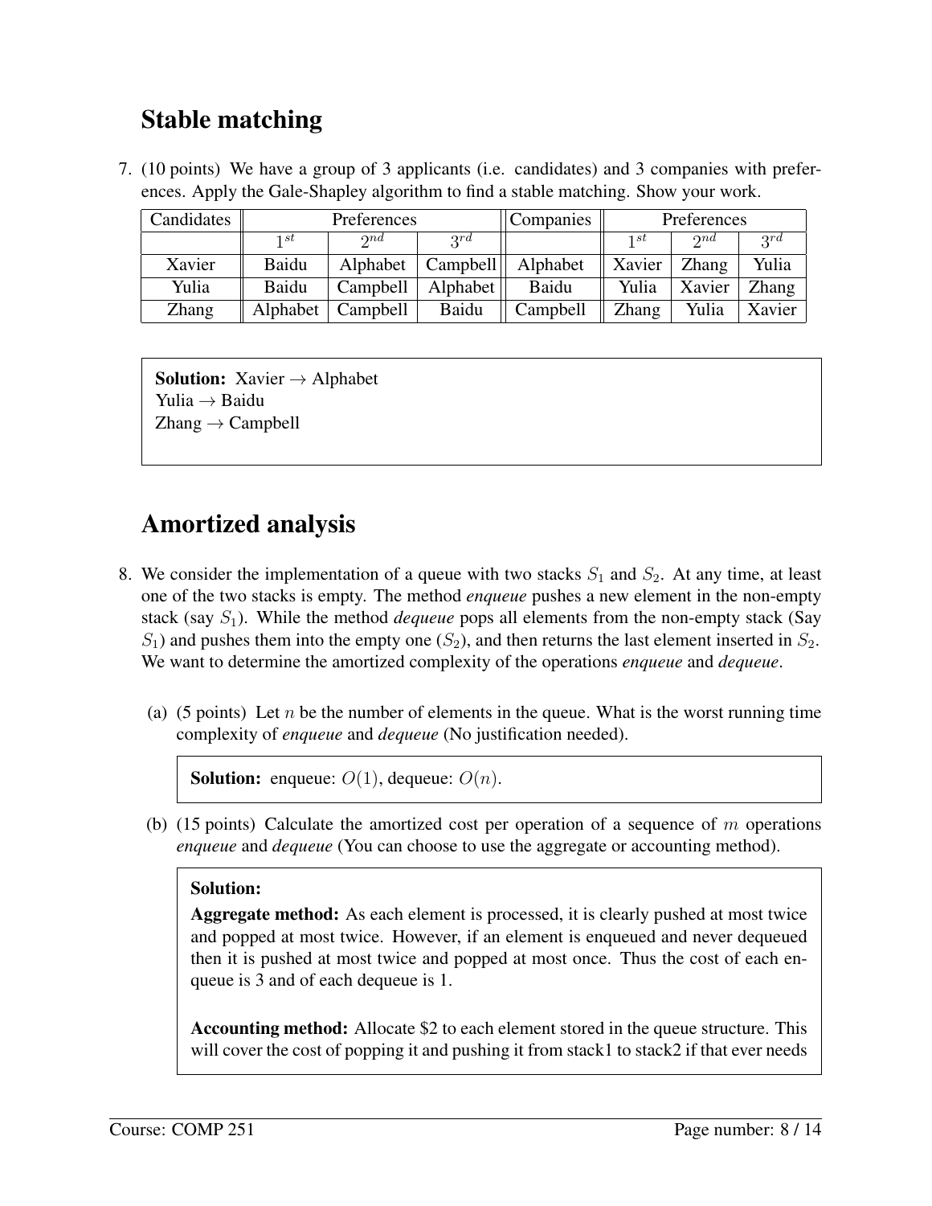## Stable matching

7. (10 points) We have a group of 3 applicants (i.e. candidates) and 3 companies with preferences. Apply the Gale-Shapley algorithm to find a stable matching. Show your work.

| Candidates | Preferences | | | Companies | Preferences | | |
|---|---|---|---|---|---|---|---|
| | $1^{st}$ | $2^{nd}$ | $3^{rd}$ | | $1^{st}$ | $2^{nd}$ | $3^{rd}$ |
| Xavier | Baidu | Alphabet | Campbell | Alphabet | Xavier | Zhang | Yulia |
| Yulia | Baidu | Campbell | Alphabet | Baidu | Yulia | Xavier | Zhang |
| Zhang | Alphabet | Campbell | Baidu | Campbell | Zhang | Yulia | Xavier |

**Solution:** Xavier → Alphabet
Yulia → Baidu
Zhang → Campbell

## Amortized analysis

8. We consider the implementation of a queue with two stacks $S_1$ and $S_2$. At any time, at least one of the two stacks is empty. The method *enqueue* pushes a new element in the non-empty stack (say $S_1$). While the method *dequeue* pops all elements from the non-empty stack (Say $S_1$) and pushes them into the empty one ($S_2$), and then returns the last element inserted in $S_2$. We want to determine the amortized complexity of the operations *enqueue* and *dequeue*.

   (a) (5 points) Let $n$ be the number of elements in the queue. What is the worst running time complexity of *enqueue* and *dequeue* (No justification needed).

   **Solution:** enqueue: $O(1)$, dequeue: $O(n)$.

   (b) (15 points) Calculate the amortized cost per operation of a sequence of $m$ operations *enqueue* and *dequeue* (You can choose to use the aggregate or accounting method).

   **Solution:**
   **Aggregate method:** As each element is processed, it is clearly pushed at most twice and popped at most twice. However, if an element is enqueued and never dequeued then it is pushed at most twice and popped at most once. Thus the cost of each enqueue is 3 and of each dequeue is 1.

   **Accounting method:** Allocate \$2 to each element stored in the queue structure. This will cover the cost of popping it and pushing it from stack1 to stack2 if that ever needs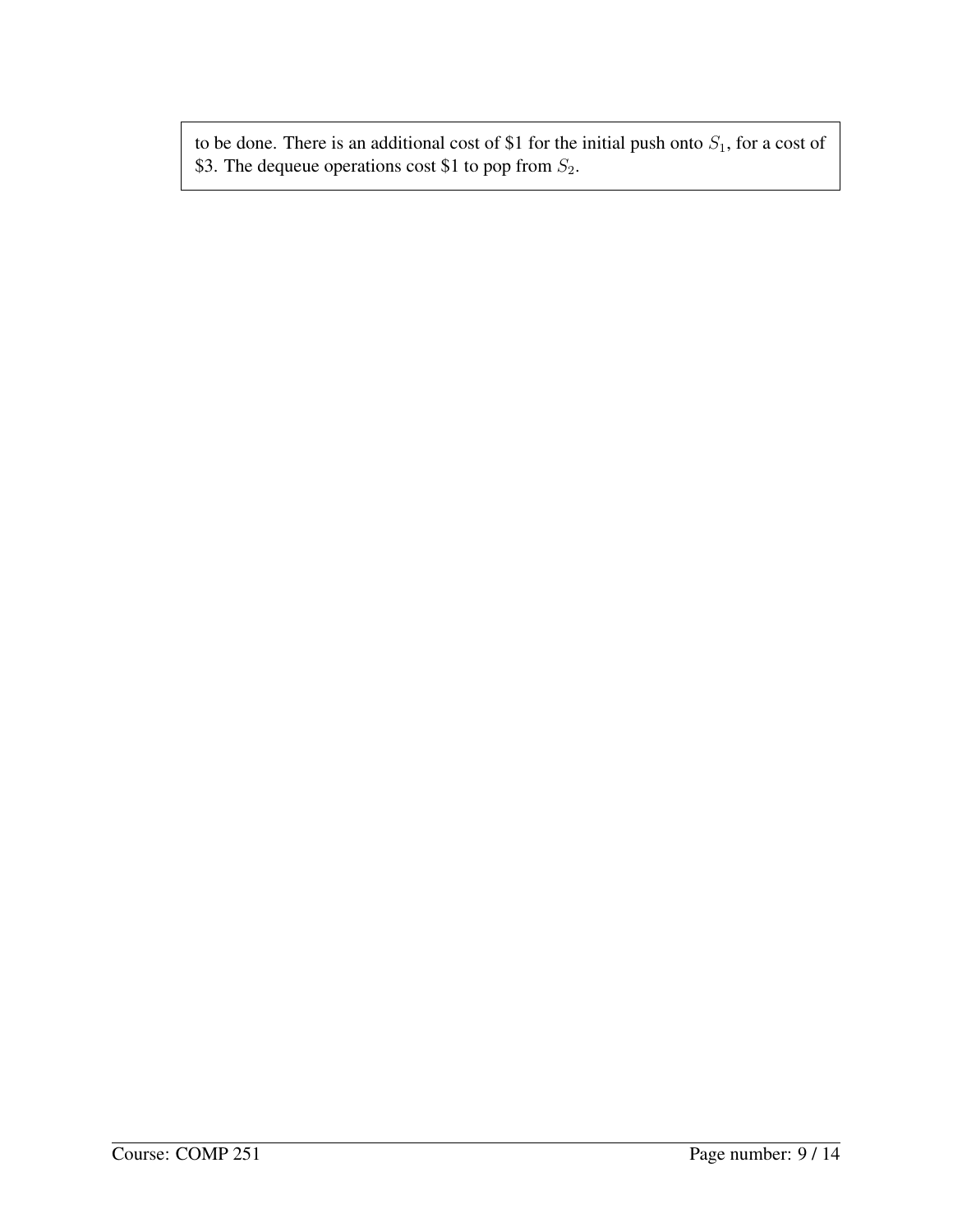to be done. There is an additional cost of $1 for the initial push onto $S_1$, for a cost of $3. The dequeue operations cost $1 to pop from $S_2$.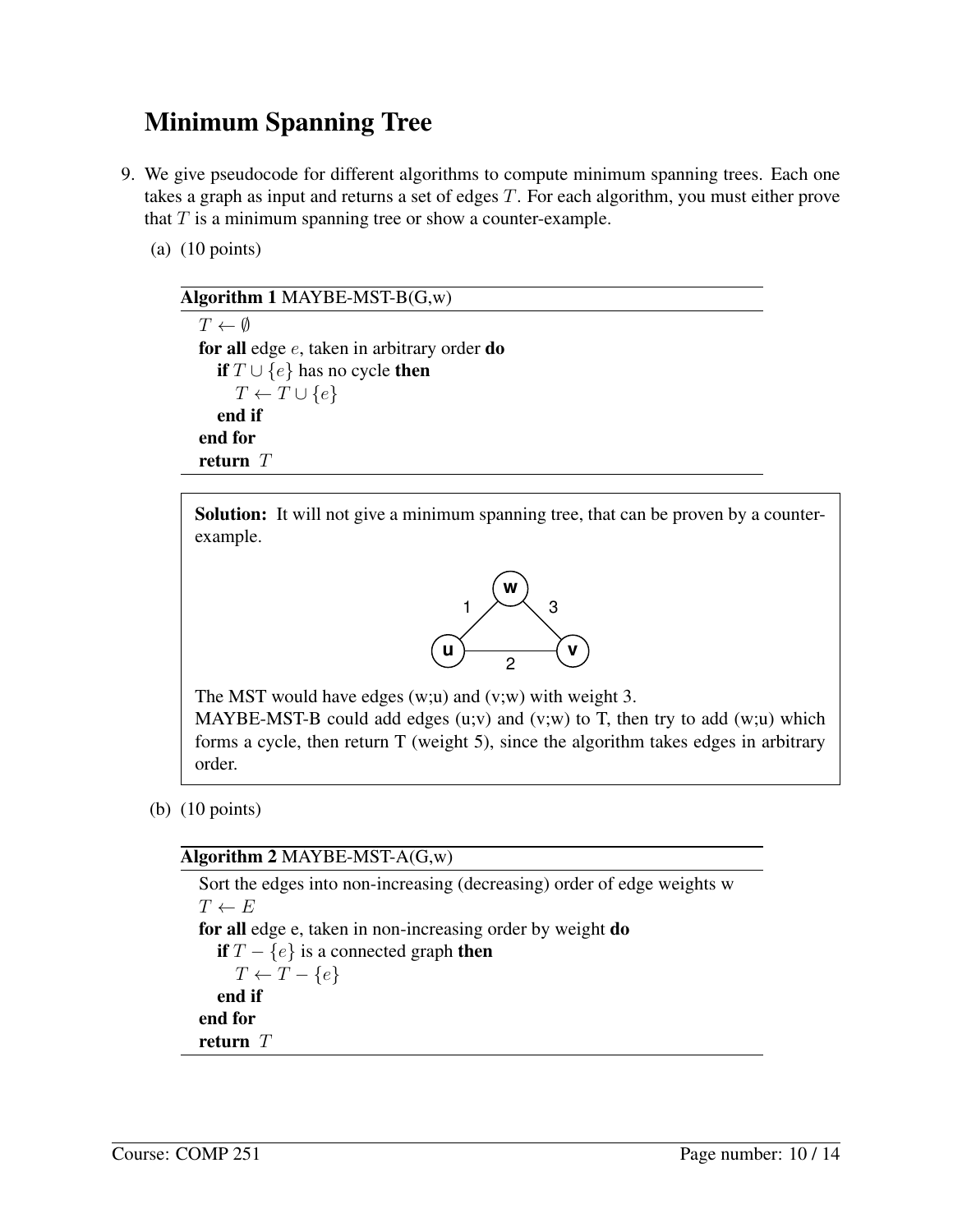# Minimum Spanning Tree

9. We give pseudocode for different algorithms to compute minimum spanning trees. Each one takes a graph as input and returns a set of edges $T$. For each algorithm, you must either prove that $T$ is a minimum spanning tree or show a counter-example.

   (a) (10 points)

**Algorithm 1** MAYBE-MST-B(G,w)

```
T ← ∅
for all edge e, taken in arbitrary order do
    if T ∪ {e} has no cycle then
        T ← T ∪ {e}
    end if
end for
return T
```

**Solution:** It will not give a minimum spanning tree, that can be proven by a counter-example.

The MST would have edges (w;u) and (v;w) with weight 3.
MAYBE-MST-B could add edges (u;v) and (v;w) to T, then try to add (w;u) which forms a cycle, then return T (weight 5), since the algorithm takes edges in arbitrary order.

   (b) (10 points)

**Algorithm 2** MAYBE-MST-A(G,w)

```
Sort the edges into non-increasing (decreasing) order of edge weights w
T ← E
for all edge e, taken in non-increasing order by weight do
    if T − {e} is a connected graph then
        T ← T − {e}
    end if
end for
return T
```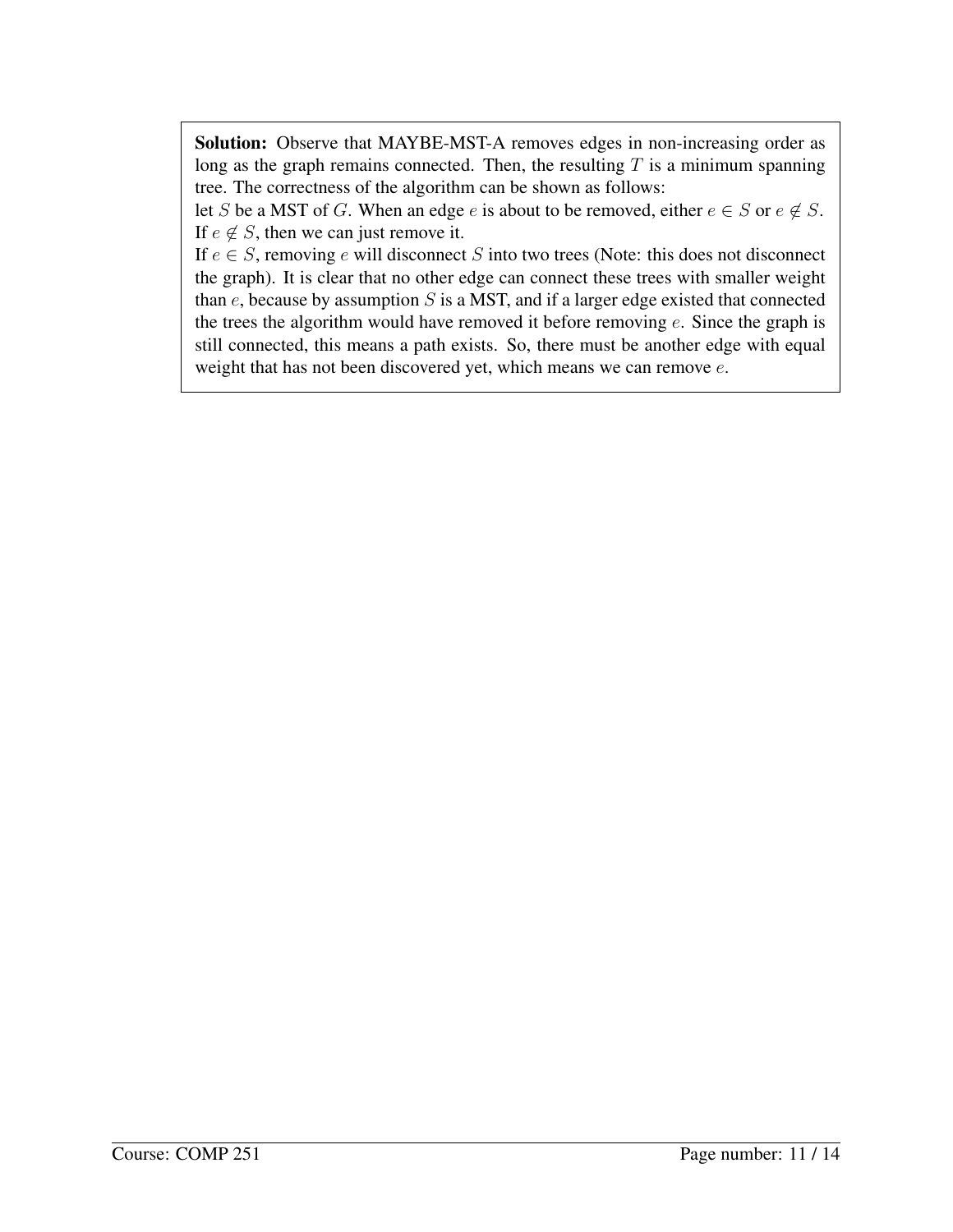**Solution:** Observe that MAYBE-MST-A removes edges in non-increasing order as long as the graph remains connected. Then, the resulting $T$ is a minimum spanning tree. The correctness of the algorithm can be shown as follows:
let $S$ be a MST of $G$. When an edge $e$ is about to be removed, either $e \in S$ or $e \notin S$.
If $e \notin S$, then we can just remove it.
If $e \in S$, removing $e$ will disconnect $S$ into two trees (Note: this does not disconnect the graph). It is clear that no other edge can connect these trees with smaller weight than $e$, because by assumption $S$ is a MST, and if a larger edge existed that connected the trees the algorithm would have removed it before removing $e$. Since the graph is still connected, this means a path exists. So, there must be another edge with equal weight that has not been discovered yet, which means we can remove $e$.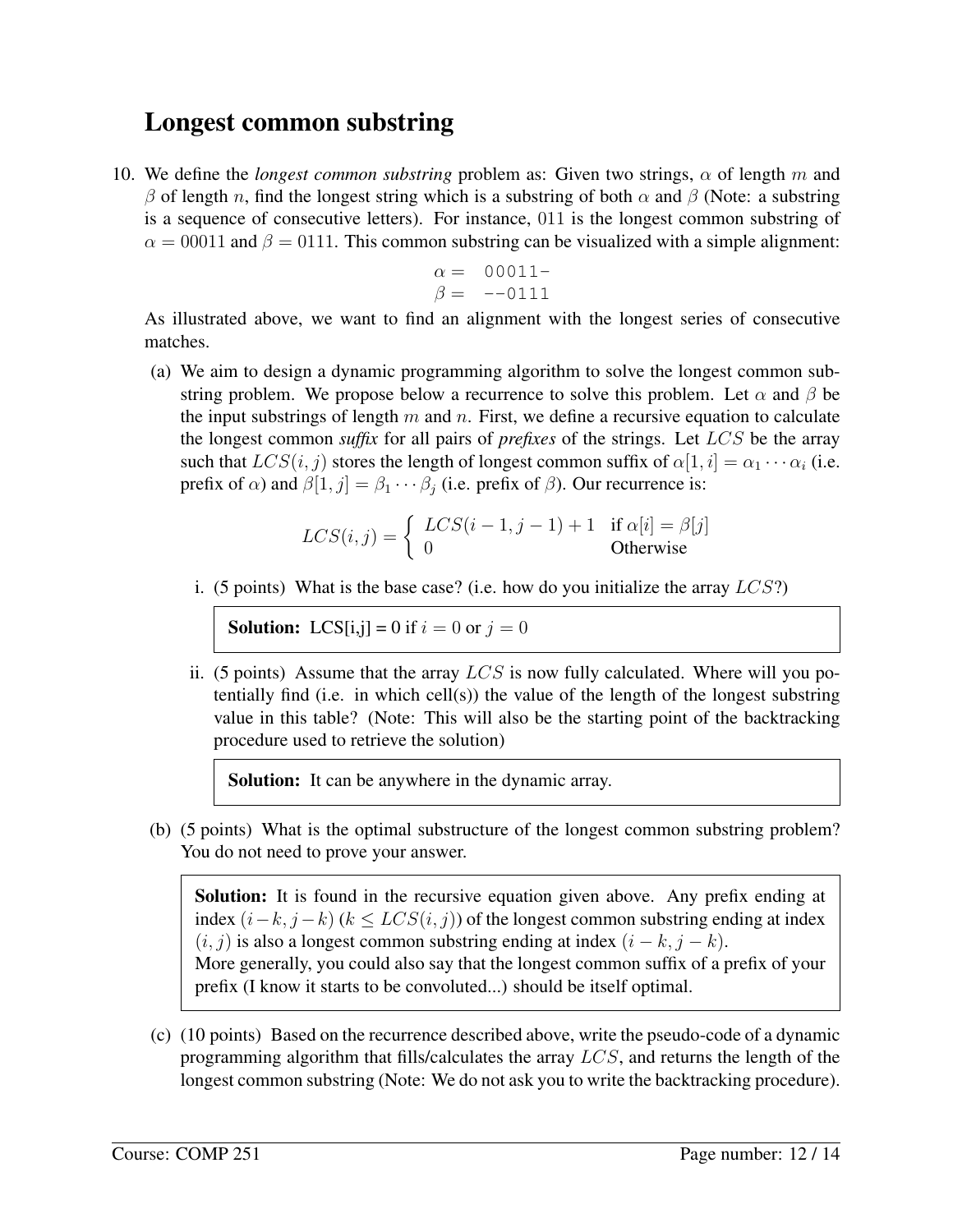## Longest common substring

10. We define the *longest common substring* problem as: Given two strings, $\alpha$ of length $m$ and $\beta$ of length $n$, find the longest string which is a substring of both $\alpha$ and $\beta$ (Note: a substring is a sequence of consecutive letters). For instance, 011 is the longest common substring of $\alpha = 00011$ and $\beta = 0111$. This common substring can be visualized with a simple alignment:

```
α =  00011-
β =  --0111
```

As illustrated above, we want to find an alignment with the longest series of consecutive matches.

(a) We aim to design a dynamic programming algorithm to solve the longest common substring problem. We propose below a recurrence to solve this problem. Let $\alpha$ and $\beta$ be the input substrings of length $m$ and $n$. First, we define a recursive equation to calculate the longest common *suffix* for all pairs of *prefixes* of the strings. Let $LCS$ be the array such that $LCS(i,j)$ stores the length of longest common suffix of $\alpha[1,i] = \alpha_1 \cdots \alpha_i$ (i.e. prefix of $\alpha$) and $\beta[1,j] = \beta_1 \cdots \beta_j$ (i.e. prefix of $\beta$). Our recurrence is:

$$LCS(i,j) = \begin{cases} LCS(i-1,j-1)+1 & \text{if } \alpha[i] = \beta[j] \\ 0 & \text{Otherwise} \end{cases}$$

i. (5 points) What is the base case? (i.e. how do you initialize the array $LCS$?)

> **Solution:** LCS[i,j] = 0 if $i = 0$ or $j = 0$

ii. (5 points) Assume that the array $LCS$ is now fully calculated. Where will you potentially find (i.e. in which cell(s)) the value of the length of the longest substring value in this table? (Note: This will also be the starting point of the backtracking procedure used to retrieve the solution)

> **Solution:** It can be anywhere in the dynamic array.

(b) (5 points) What is the optimal substructure of the longest common substring problem? You do not need to prove your answer.

> **Solution:** It is found in the recursive equation given above. Any prefix ending at index $(i-k, j-k)$ ($k \leq LCS(i,j)$) of the longest common substring ending at index $(i,j)$ is also a longest common substring ending at index $(i-k, j-k)$.
> More generally, you could also say that the longest common suffix of a prefix of your prefix (I know it starts to be convoluted...) should be itself optimal.

(c) (10 points) Based on the recurrence described above, write the pseudo-code of a dynamic programming algorithm that fills/calculates the array $LCS$, and returns the length of the longest common substring (Note: We do not ask you to write the backtracking procedure).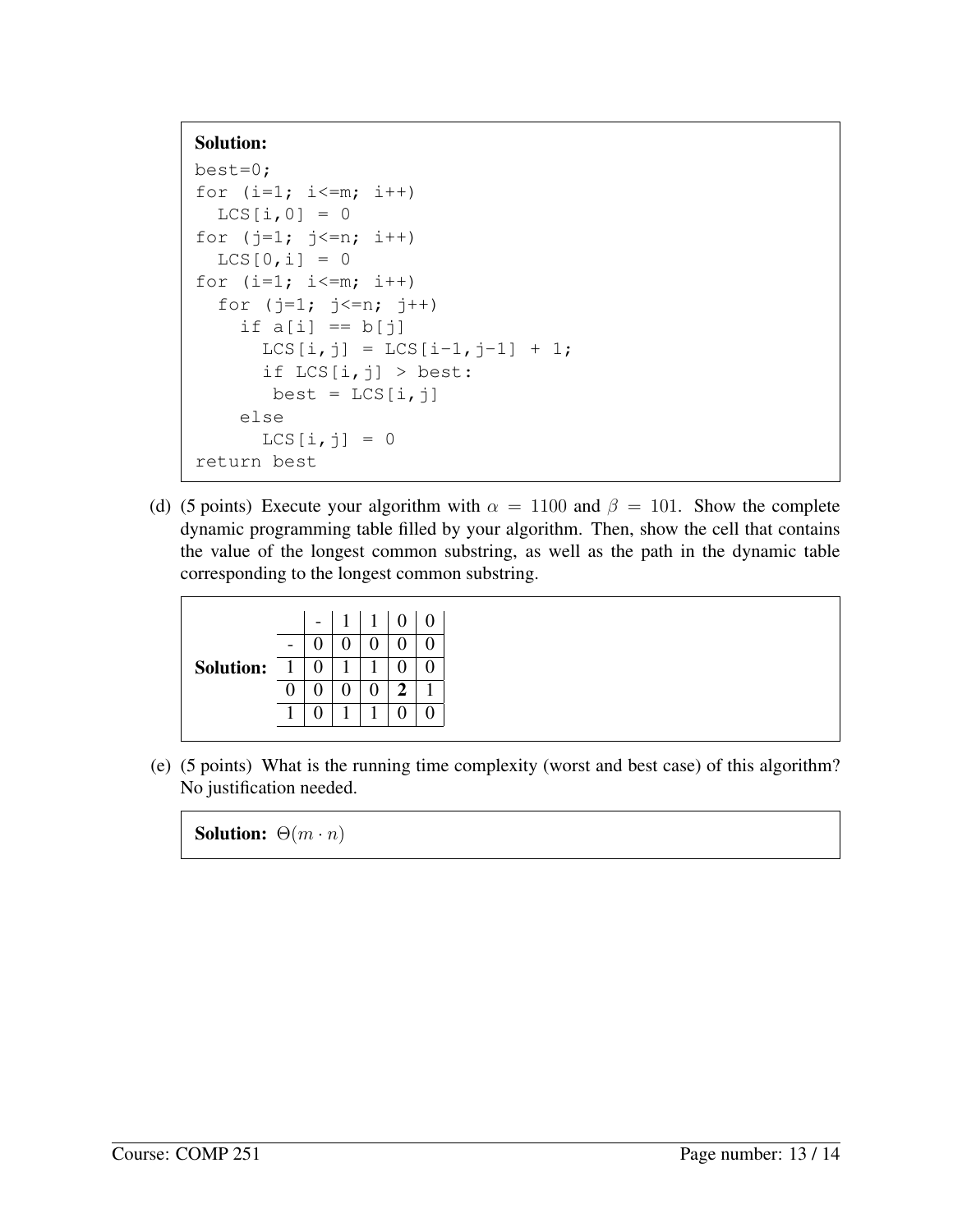**Solution:**

```
best=0;
for (i=1; i<=m; i++)
  LCS[i,0] = 0
for (j=1; j<=n; i++)
  LCS[0,i] = 0
for (i=1; i<=m; i++)
  for (j=1; j<=n; j++)
    if a[i] == b[j]
      LCS[i,j] = LCS[i-1,j-1] + 1;
      if LCS[i,j] > best:
       best = LCS[i,j]
    else
      LCS[i,j] = 0
return best
```

(d) (5 points) Execute your algorithm with $\alpha = 1100$ and $\beta = 101$. Show the complete dynamic programming table filled by your algorithm. Then, show the cell that contains the value of the longest common substring, as well as the path in the dynamic table corresponding to the longest common substring.

**Solution:**

| | - | 1 | 1 | 0 | 0 |
|---|---|---|---|---|---|
| - | 0 | 0 | 0 | 0 | 0 |
| 1 | 0 | 1 | 1 | 0 | 0 |
| 0 | 0 | 0 | 0 | **2** | 1 |
| 1 | 0 | 1 | 1 | 0 | 0 |

(e) (5 points) What is the running time complexity (worst and best case) of this algorithm? No justification needed.

**Solution:** $\Theta(m \cdot n)$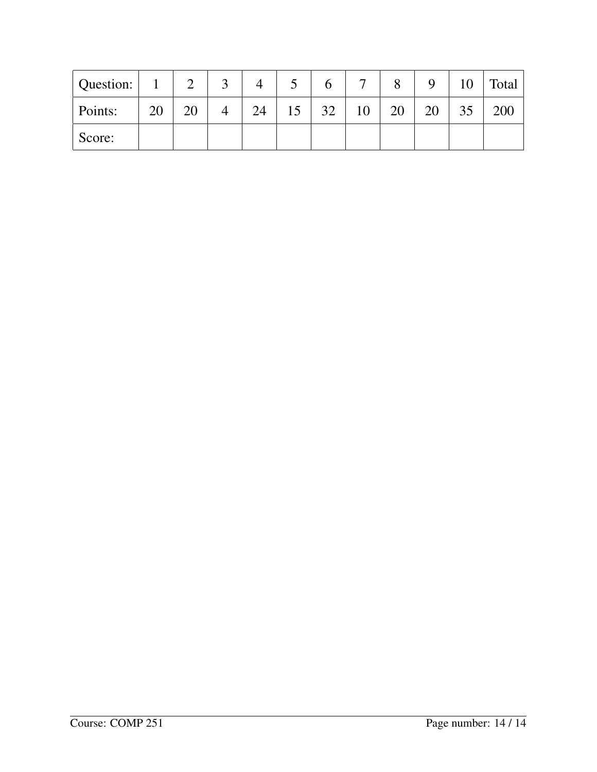| Question: | 1 | 2 | 3 | 4 | 5 | 6 | 7 | 8 | 9 | 10 | Total |
|---|---|---|---|---|---|---|---|---|---|---|---|
| Points: | 20 | 20 | 4 | 24 | 15 | 32 | 10 | 20 | 20 | 35 | 200 |
| Score: | | | | | | | | | | | |